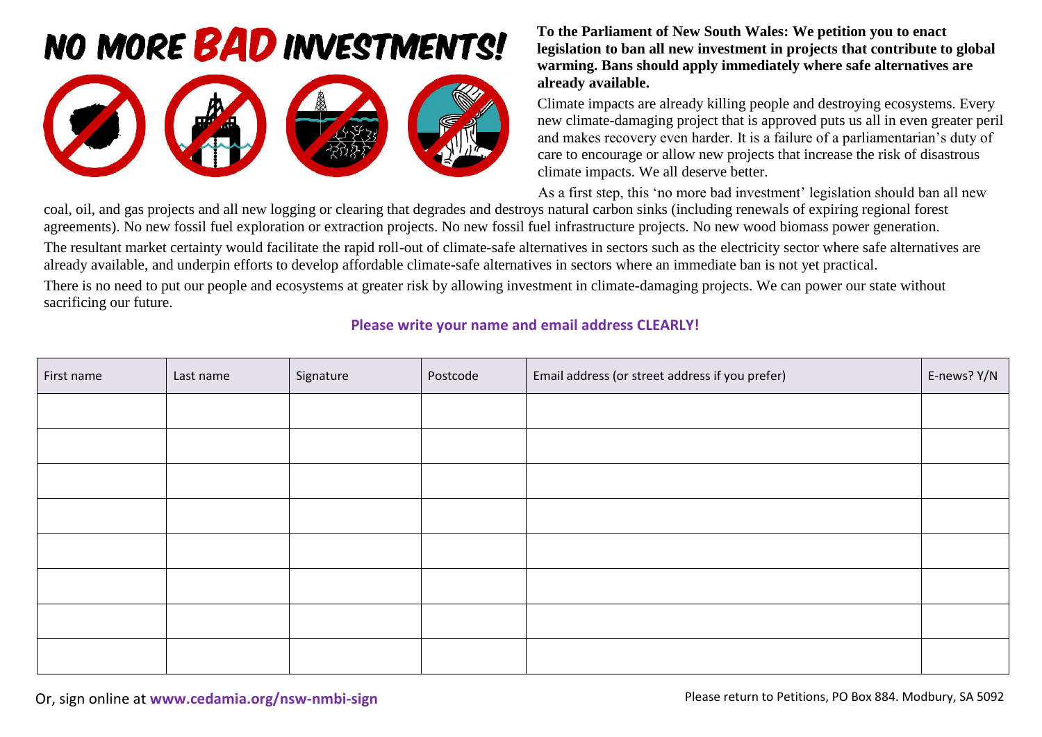# NO MORE BAD INVESTMENTS!

**To the Parliament of New South Wales: We petition you to enact legislation to ban all new investment in projects that contribute to global warming. Bans should apply immediately where safe alternatives are already available.**

Climate impacts are already killing people and destroying ecosystems. Every new climate-damaging project that is approved puts us all in even greater peril and makes recovery even harder. It is a failure of a parliamentarian's duty of care to encourage or allow new projects that increase the risk of disastrous climate impacts. We all deserve better.

As a first step, this 'no more bad investment' legislation should ban all new coal, oil, and gas projects and all new logging or clearing that degrades and destroys natural carbon sinks (including renewals of expiring regional forest agreements). No new fossil fuel exploration or extraction projects. No new fossil fuel infrastructure projects. No new wood biomass power generation.

The resultant market certainty would facilitate the rapid roll-out of climate-safe alternatives in sectors such as the electricity sector where safe alternatives are already available, and underpin efforts to develop affordable climate-safe alternatives in sectors where an immediate ban is not yet practical.

There is no need to put our people and ecosystems at greater risk by allowing investment in climate-damaging projects. We can power our state without sacrificing our future.

**Please write your name and email address CLEARLY!**

| First name | Last name | Signature | Postcode | Email address (or street address if you prefer) | E-news? Y/N |
|---|---|---|---|---|---|
| | | | | | |
| | | | | | |
| | | | | | |
| | | | | | |
| | | | | | |
| | | | | | |
| | | | | | |
| | | | | | |

Or, sign online at **www.cedamia.org/nsw-nmbi-sign**

Please return to Petitions, PO Box 884. Modbury, SA 5092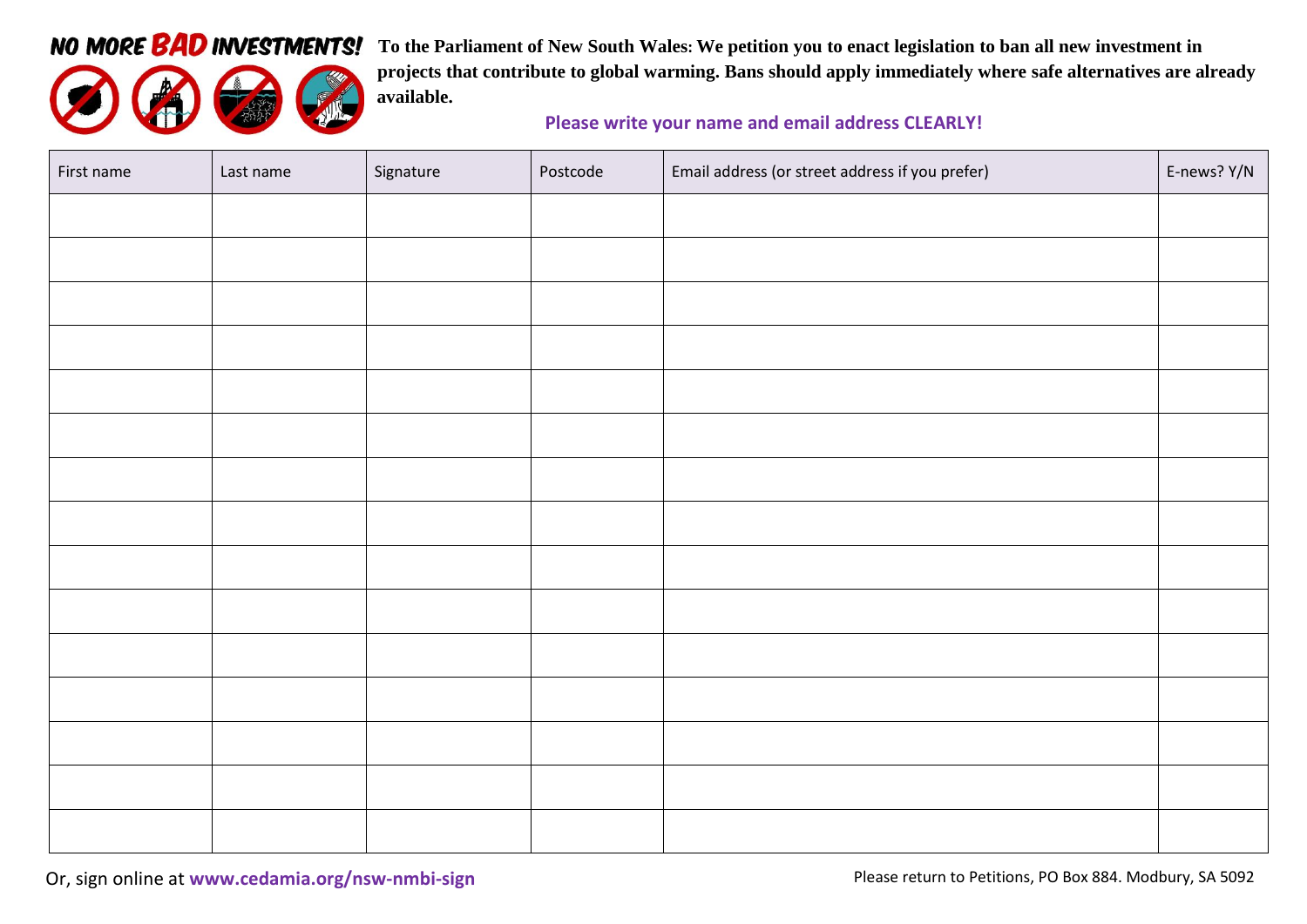# NO MORE BAD INVESTMENTS!

**To the Parliament of New South Wales: We petition you to enact legislation to ban all new investment in projects that contribute to global warming. Bans should apply immediately where safe alternatives are already available.**

**Please write your name and email address CLEARLY!**

| First name | Last name | Signature | Postcode | Email address (or street address if you prefer) | E-news? Y/N |
|---|---|---|---|---|---|
| | | | | | |
| | | | | | |
| | | | | | |
| | | | | | |
| | | | | | |
| | | | | | |
| | | | | | |
| | | | | | |
| | | | | | |
| | | | | | |
| | | | | | |
| | | | | | |
| | | | | | |
| | | | | | |
| | | | | | |

Or, sign online at **www.cedamia.org/nsw-nmbi-sign**

Please return to Petitions, PO Box 884. Modbury, SA 5092